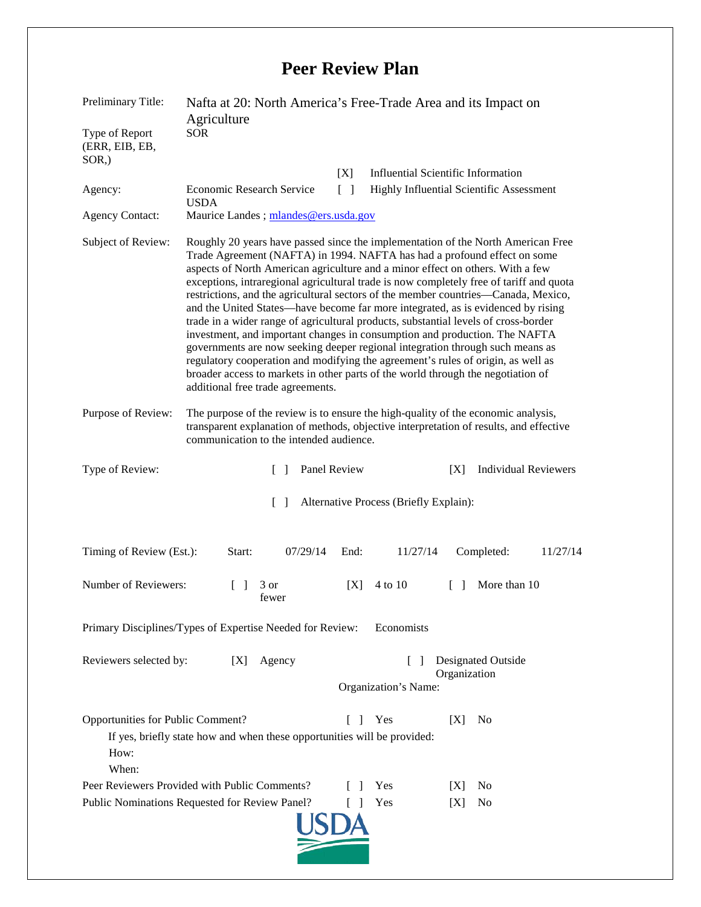# Peer Review Plan

| | |
|---|---|
| Preliminary Title: | Nafta at 20: North America's Free-Trade Area and its Impact on Agriculture |
| Type of Report (ERR, EIB, EB, SOR,) | SOR |
| | [X] Influential Scientific Information |
| Agency: Economic Research Service USDA | [ ] Highly Influential Scientific Assessment |
| Agency Contact: | Maurice Landes ; mlandes@ers.usda.gov |
| Subject of Review: | Roughly 20 years have passed since the implementation of the North American Free Trade Agreement (NAFTA) in 1994. NAFTA has had a profound effect on some aspects of North American agriculture and a minor effect on others. With a few exceptions, intraregional agricultural trade is now completely free of tariff and quota restrictions, and the agricultural sectors of the member countries—Canada, Mexico, and the United States—have become far more integrated, as is evidenced by rising trade in a wider range of agricultural products, substantial levels of cross-border investment, and important changes in consumption and production. The NAFTA governments are now seeking deeper regional integration through such means as regulatory cooperation and modifying the agreement's rules of origin, as well as broader access to markets in other parts of the world through the negotiation of additional free trade agreements. |
| Purpose of Review: | The purpose of the review is to ensure the high-quality of the economic analysis, transparent explanation of methods, objective interpretation of results, and effective communication to the intended audience. |

Type of Review: [ ] Panel Review [X] Individual Reviewers

[ ] Alternative Process (Briefly Explain):

Timing of Review (Est.): Start: 07/29/14 End: 11/27/14 Completed: 11/27/14

Number of Reviewers: [ ] 3 or fewer [X] 4 to 10 [ ] More than 10

Primary Disciplines/Types of Expertise Needed for Review: Economists

Reviewers selected by: [X] Agency [ ] Designated Outside Organization

Organization's Name:

Opportunities for Public Comment? [ ] Yes [X] No

If yes, briefly state how and when these opportunities will be provided:

How:

When:

Peer Reviewers Provided with Public Comments? [ ] Yes [X] No

Public Nominations Requested for Review Panel? [ ] Yes [X] No